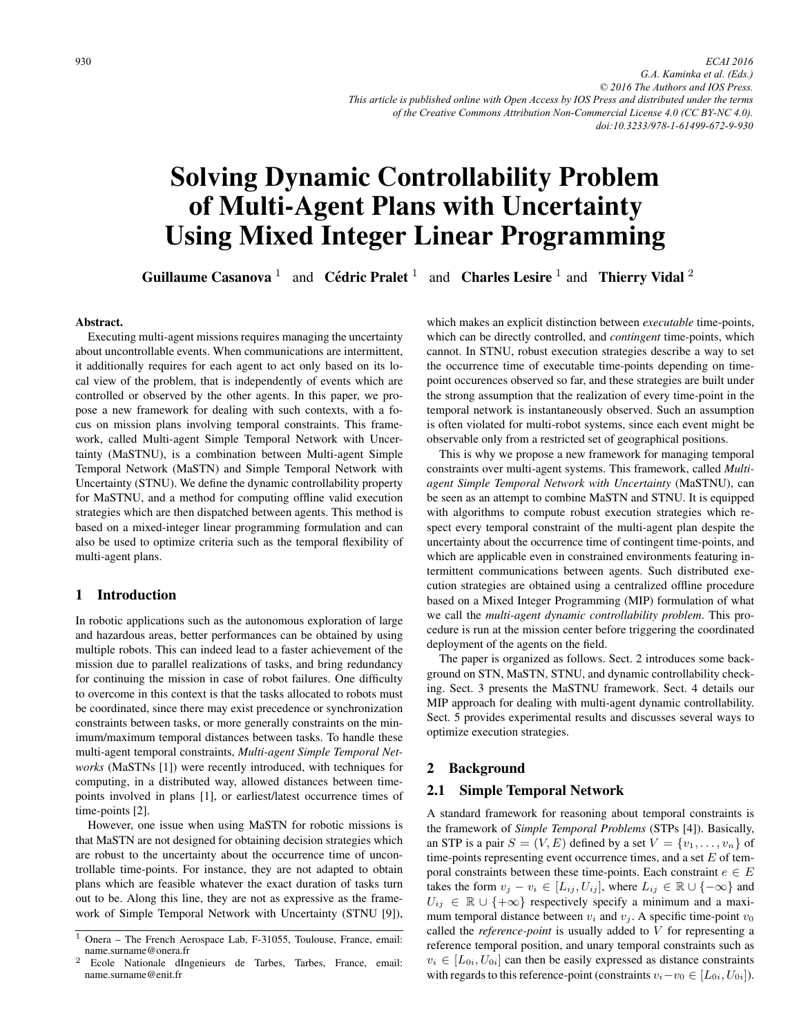# Solving Dynamic Controllability Problem of Multi-Agent Plans with Uncertainty Using Mixed Integer Linear Programming

**Guillaume Casanova** [1] and **Cédric Pralet** [1] and **Charles Lesire** [1] and **Thierry Vidal** [2]

**Abstract.**

Executing multi-agent missions requires managing the uncertainty about uncontrollable events. When communications are intermittent, it additionally requires for each agent to act only based on its local view of the problem, that is independently of events which are controlled or observed by the other agents. In this paper, we propose a new framework for dealing with such contexts, with a focus on mission plans involving temporal constraints. This framework, called Multi-agent Simple Temporal Network with Uncertainty (MaSTNU), is a combination between Multi-agent Simple Temporal Network (MaSTN) and Simple Temporal Network with Uncertainty (STNU). We define the dynamic controllability property for MaSTNU, and a method for computing offline valid execution strategies which are then dispatched between agents. This method is based on a mixed-integer linear programming formulation and can also be used to optimize criteria such as the temporal flexibility of multi-agent plans.

## 1 Introduction

In robotic applications such as the autonomous exploration of large and hazardous areas, better performances can be obtained by using multiple robots. This can indeed lead to a faster achievement of the mission due to parallel realizations of tasks, and bring redundancy for continuing the mission in case of robot failures. One difficulty to overcome in this context is that the tasks allocated to robots must be coordinated, since there may exist precedence or synchronization constraints between tasks, or more generally constraints on the minimum/maximum temporal distances between tasks. To handle these multi-agent temporal constraints, *Multi-agent Simple Temporal Networks* (MaSTNs [1]) were recently introduced, with techniques for computing, in a distributed way, allowed distances between time-points involved in plans [1], or earliest/latest occurrence times of time-points [2].

However, one issue when using MaSTN for robotic missions is that MaSTN are not designed for obtaining decision strategies which are robust to the uncertainty about the occurrence time of uncontrollable time-points. For instance, they are not adapted to obtain plans which are feasible whatever the exact duration of tasks turn out to be. Along this line, they are not as expressive as the framework of Simple Temporal Network with Uncertainty (STNU [9]), which makes an explicit distinction between *executable* time-points, which can be directly controlled, and *contingent* time-points, which cannot. In STNU, robust execution strategies describe a way to set the occurrence time of executable time-points depending on time-point occurences observed so far, and these strategies are built under the strong assumption that the realization of every time-point in the temporal network is instantaneously observed. Such an assumption is often violated for multi-robot systems, since each event might be observable only from a restricted set of geographical positions.

This is why we propose a new framework for managing temporal constraints over multi-agent systems. This framework, called *Multi-agent Simple Temporal Network with Uncertainty* (MaSTNU), can be seen as an attempt to combine MaSTN and STNU. It is equipped with algorithms to compute robust execution strategies which respect every temporal constraint of the multi-agent plan despite the uncertainty about the occurrence time of contingent time-points, and which are applicable even in constrained environments featuring intermittent communications between agents. Such distributed execution strategies are obtained using a centralized offline procedure based on a Mixed Integer Programming (MIP) formulation of what we call the *multi-agent dynamic controllability problem*. This procedure is run at the mission center before triggering the coordinated deployment of the agents on the field.

The paper is organized as follows. Sect. 2 introduces some background on STN, MaSTN, STNU, and dynamic controllability checking. Sect. 3 presents the MaSTNU framework. Sect. 4 details our MIP approach for dealing with multi-agent dynamic controllability. Sect. 5 provides experimental results and discusses several ways to optimize execution strategies.

## 2 Background

### 2.1 Simple Temporal Network

A standard framework for reasoning about temporal constraints is the framework of *Simple Temporal Problems* (STPs [4]). Basically, an STP is a pair $S = (V, E)$ defined by a set $V = \{v_1, \ldots, v_n\}$ of time-points representing event occurrence times, and a set $E$ of temporal constraints between these time-points. Each constraint $e \in E$ takes the form $v_j - v_i \in [L_{ij}, U_{ij}]$, where $L_{ij} \in \mathbb{R} \cup \{-\infty\}$ and $U_{ij} \in \mathbb{R} \cup \{+\infty\}$ respectively specify a minimum and a maximum temporal distance between $v_i$ and $v_j$. A specific time-point $v_0$ called the *reference-point* is usually added to $V$ for representing a reference temporal position, and unary temporal constraints such as $v_i \in [L_{0i}, U_{0i}]$ can then be easily expressed as distance constraints with regards to this reference-point (constraints $v_i - v_0 \in [L_{0i}, U_{0i}]$).

[1] Onera – The French Aerospace Lab, F-31055, Toulouse, France, email: name.surname@onera.fr

[2] Ecole Nationale dIngenieurs de Tarbes, Tarbes, France, email: name.surname@enit.fr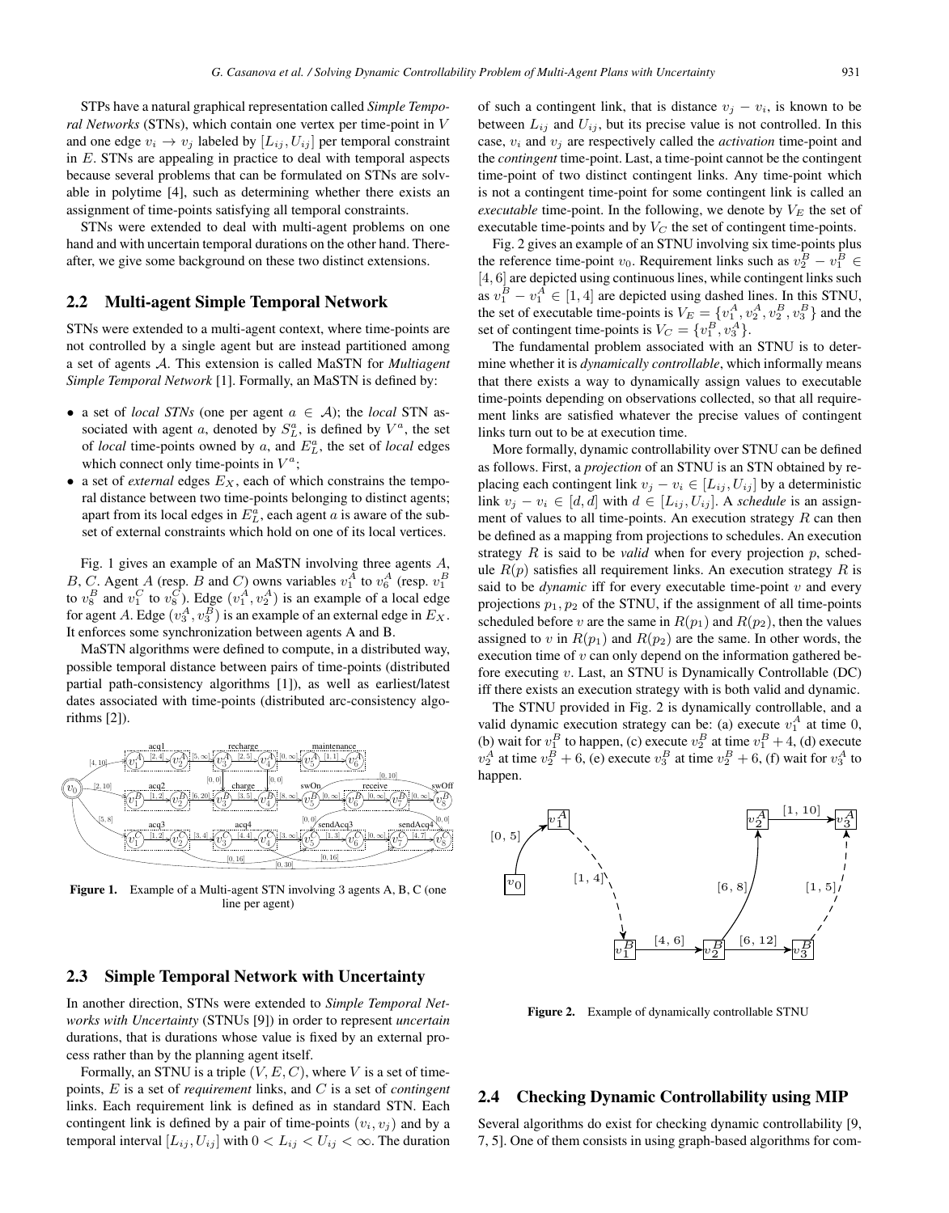STPs have a natural graphical representation called *Simple Temporal Networks* (STNs), which contain one vertex per time-point in $V$ and one edge $v_i \rightarrow v_j$ labeled by $[L_{ij}, U_{ij}]$ per temporal constraint in $E$. STNs are appealing in practice to deal with temporal aspects because several problems that can be formulated on STNs are solvable in polytime [4], such as determining whether there exists an assignment of time-points satisfying all temporal constraints.

STNs were extended to deal with multi-agent problems on one hand and with uncertain temporal durations on the other hand. Thereafter, we give some background on these two distinct extensions.

## 2.2 Multi-agent Simple Temporal Network

STNs were extended to a multi-agent context, where time-points are not controlled by a single agent but are instead partitioned among a set of agents $\mathcal{A}$. This extension is called MaSTN for *Multiagent Simple Temporal Network* [1]. Formally, an MaSTN is defined by:

- a set of *local STNs* (one per agent $a \in \mathcal{A}$); the *local* STN associated with agent $a$, denoted by $S^a_L$, is defined by $V^a$, the set of *local* time-points owned by $a$, and $E^a_L$, the set of *local* edges which connect only time-points in $V^a$;
- a set of *external* edges $E_X$, each of which constrains the temporal distance between two time-points belonging to distinct agents; apart from its local edges in $E^a_L$, each agent $a$ is aware of the subset of external constraints which hold on one of its local vertices.

Fig. 1 gives an example of an MaSTN involving three agents $A$, $B$, $C$. Agent $A$ (resp. $B$ and $C$) owns variables $v^A_1$ to $v^A_6$ (resp. $v^B_1$ to $v^B_8$ and $v^C_1$ to $v^C_8$). Edge $(v^A_1, v^A_2)$ is an example of a local edge for agent $A$. Edge $(v^A_3, v^B_2)$ is an example of an external edge in $E_X$. It enforces some synchronization between agents A and B.

MaSTN algorithms were defined to compute, in a distributed way, possible temporal distance between pairs of time-points (distributed partial path-consistency algorithms [1]), as well as earliest/latest dates associated with time-points (distributed arc-consistency algorithms [2]).

**Figure 1.** Example of a Multi-agent STN involving 3 agents A, B, C (one line per agent)

## 2.3 Simple Temporal Network with Uncertainty

In another direction, STNs were extended to *Simple Temporal Networks with Uncertainty* (STNUs [9]) in order to represent *uncertain* durations, that is durations whose value is fixed by an external process rather than by the planning agent itself.

Formally, an STNU is a triple $(V, E, C)$, where $V$ is a set of time-points, $E$ is a set of *requirement* links, and $C$ is a set of *contingent* links. Each requirement link is defined as in standard STN. Each contingent link is defined by a pair of time-points $(v_i, v_j)$ and by a temporal interval $[L_{ij}, U_{ij}]$ with $0 < L_{ij} < U_{ij} < \infty$. The duration of such a contingent link, that is distance $v_j - v_i$, is known to be between $L_{ij}$ and $U_{ij}$, but its precise value is not controlled. In this case, $v_i$ and $v_j$ are respectively called the *activation* time-point and the *contingent* time-point. Last, a time-point cannot be the contingent time-point of two distinct contingent links. Any time-point which is not a contingent time-point for some contingent link is called an *executable* time-point. In the following, we denote by $V_E$ the set of executable time-points and by $V_C$ the set of contingent time-points.

Fig. 2 gives an example of an STNU involving six time-points plus the reference time-point $v_0$. Requirement links such as $v^B_2 - v^B_1 \in [4, 6]$ are depicted using continuous lines, while contingent links such as $v^B_1 - v^A_1 \in [1, 4]$ are depicted using dashed lines. In this STNU, the set of executable time-points is $V_E = \{v^A_1, v^A_2, v^B_2, v^B_3\}$ and the set of contingent time-points is $V_C = \{v^B_1, v^A_3\}$.

The fundamental problem associated with an STNU is to determine whether it is *dynamically controllable*, which informally means that there exists a way to dynamically assign values to executable time-points depending on observations collected, so that all requirement links are satisfied whatever the precise values of contingent links turn out to be at execution time.

More formally, dynamic controllability over STNU can be defined as follows. First, a *projection* of an STNU is an STN obtained by replacing each contingent link $v_j - v_i \in [L_{ij}, U_{ij}]$ by a deterministic link $v_j - v_i \in [d, d]$ with $d \in [L_{ij}, U_{ij}]$. A *schedule* is an assignment of values to all time-points. An execution strategy $R$ can then be defined as a mapping from projections to schedules. An execution strategy $R$ is said to be *valid* when for every projection $p$, schedule $R(p)$ satisfies all requirement links. An execution strategy $R$ is said to be *dynamic* iff for every executable time-point $v$ and every projections $p_1, p_2$ of the STNU, if the assignment of all time-points scheduled before $v$ are the same in $R(p_1)$ and $R(p_2)$, then the values assigned to $v$ in $R(p_1)$ and $R(p_2)$ are the same. In other words, the execution time of $v$ can only depend on the information gathered before executing $v$. Last, an STNU is Dynamically Controllable (DC) iff there exists an execution strategy which is both valid and dynamic.

The STNU provided in Fig. 2 is dynamically controllable, and a valid dynamic execution strategy can be: (a) execute $v^A_1$ at time 0, (b) wait for $v^B_1$ to happen, (c) execute $v^B_2$ at time $v^B_1 + 4$, (d) execute $v^A_2$ at time $v^B_2 + 6$, (e) execute $v^B_3$ at time $v^B_2 + 6$, (f) wait for $v^A_3$ to happen.

**Figure 2.** Example of dynamically controllable STNU

## 2.4 Checking Dynamic Controllability using MIP

Several algorithms do exist for checking dynamic controllability [9, 7, 5]. One of them consists in using graph-based algorithms for com-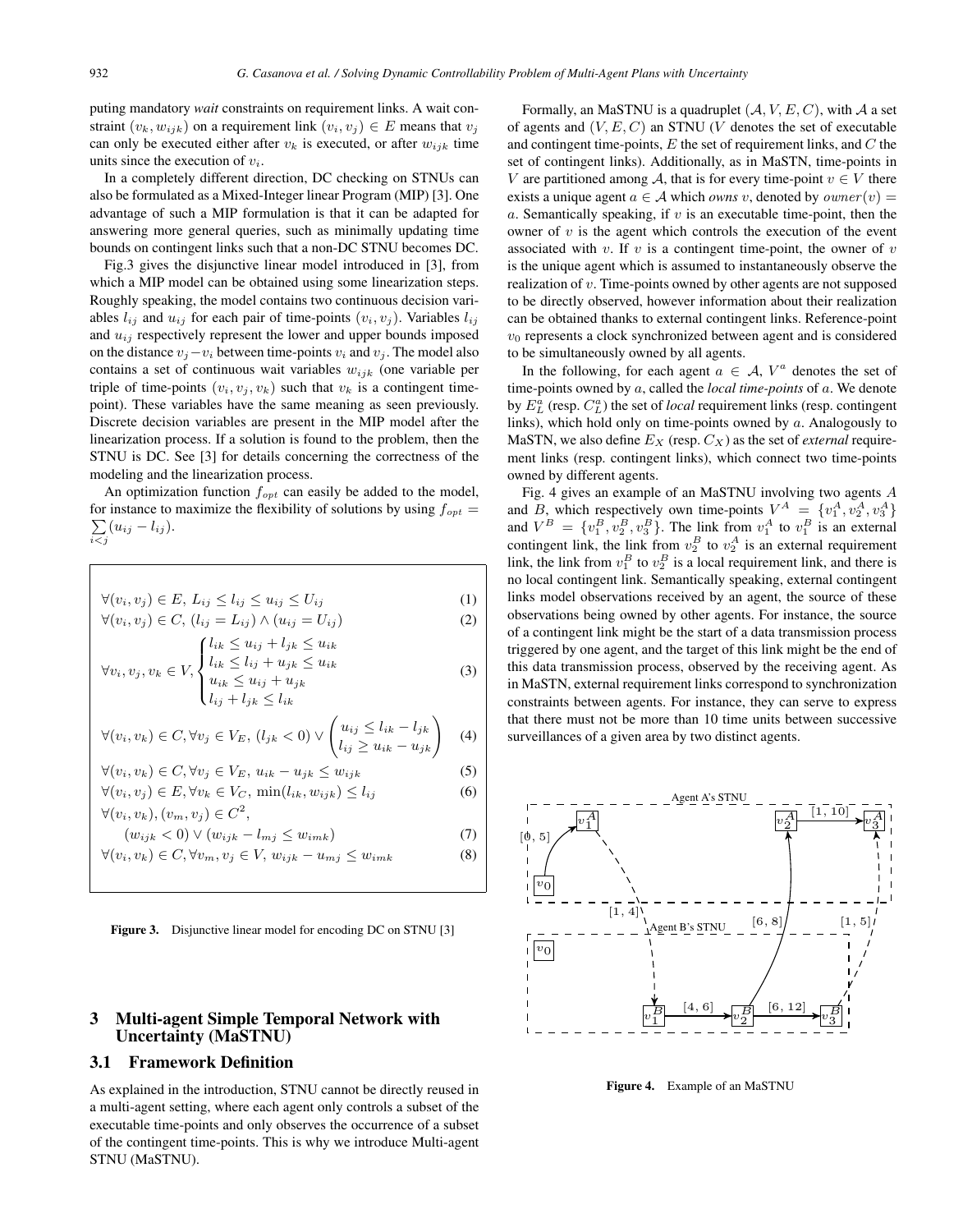puting mandatory *wait* constraints on requirement links. A wait constraint $(v_k, w_{ijk})$ on a requirement link $(v_i, v_j) \in E$ means that $v_j$ can only be executed either after $v_k$ is executed, or after $w_{ijk}$ time units since the execution of $v_i$.

In a completely different direction, DC checking on STNUs can also be formulated as a Mixed-Integer linear Program (MIP) [3]. One advantage of such a MIP formulation is that it can be adapted for answering more general queries, such as minimally updating time bounds on contingent links such that a non-DC STNU becomes DC.

Fig.3 gives the disjunctive linear model introduced in [3], from which a MIP model can be obtained using some linearization steps. Roughly speaking, the model contains two continuous decision variables $l_{ij}$ and $u_{ij}$ for each pair of time-points $(v_i, v_j)$. Variables $l_{ij}$ and $u_{ij}$ respectively represent the lower and upper bounds imposed on the distance $v_j - v_i$ between time-points $v_i$ and $v_j$. The model also contains a set of continuous wait variables $w_{ijk}$ (one variable per triple of time-points $(v_i, v_j, v_k)$ such that $v_k$ is a contingent time-point). These variables have the same meaning as seen previously. Discrete decision variables are present in the MIP model after the linearization process. If a solution is found to the problem, then the STNU is DC. See [3] for details concerning the correctness of the modeling and the linearization process.

An optimization function $f_{opt}$ can easily be added to the model, for instance to maximize the flexibility of solutions by using $f_{opt} = \sum_{i<j}(u_{ij} - l_{ij})$.

$$\forall (v_i, v_j) \in E,\ L_{ij} \leq l_{ij} \leq u_{ij} \leq U_{ij} \tag{1}$$

$$\forall (v_i, v_j) \in C,\ (l_{ij} = L_{ij}) \wedge (u_{ij} = U_{ij}) \tag{2}$$

$$\forall v_i, v_j, v_k \in V, \begin{cases} l_{ik} \leq u_{ij} + l_{jk} \leq u_{ik} \\ l_{ik} \leq l_{ij} + u_{jk} \leq u_{ik} \\ u_{ik} \leq u_{ij} + u_{jk} \\ l_{ij} + l_{jk} \leq l_{ik} \end{cases} \tag{3}$$

$$\forall (v_i, v_k) \in C, \forall v_j \in V_E,\ (l_{jk} < 0) \vee \begin{pmatrix} u_{ij} \leq l_{ik} - l_{jk} \\ l_{ij} \geq u_{ik} - u_{jk} \end{pmatrix} \tag{4}$$

$$\forall (v_i, v_k) \in C, \forall v_j \in V_E,\ u_{ik} - u_{jk} \leq w_{ijk} \tag{5}$$

$$\forall (v_i, v_j) \in E, \forall v_k \in V_C,\ \min(l_{ik}, w_{ijk}) \leq l_{ij} \tag{6}$$

$$\forall (v_i, v_k), (v_m, v_j) \in C^2, \quad (w_{ijk} < 0) \vee (w_{ijk} - l_{mj} \leq w_{imk}) \tag{7}$$

$$\forall (v_i, v_k) \in C, \forall v_m, v_j \in V,\ w_{ijk} - u_{mj} \leq w_{imk} \tag{8}$$

**Figure 3.** Disjunctive linear model for encoding DC on STNU [3]

## 3 Multi-agent Simple Temporal Network with Uncertainty (MaSTNU)

### 3.1 Framework Definition

As explained in the introduction, STNU cannot be directly reused in a multi-agent setting, where each agent only controls a subset of the executable time-points and only observes the occurrence of a subset of the contingent time-points. This is why we introduce Multi-agent STNU (MaSTNU).

Formally, an MaSTNU is a quadruplet $(\mathcal{A}, V, E, C)$, with $\mathcal{A}$ a set of agents and $(V, E, C)$ an STNU ($V$ denotes the set of executable and contingent time-points, $E$ the set of requirement links, and $C$ the set of contingent links). Additionally, as in MaSTN, time-points in $V$ are partitioned among $\mathcal{A}$, that is for every time-point $v \in V$ there exists a unique agent $a \in \mathcal{A}$ which *owns* $v$, denoted by $owner(v) = a$. Semantically speaking, if $v$ is an executable time-point, then the owner of $v$ is the agent which controls the execution of the event associated with $v$. If $v$ is a contingent time-point, the owner of $v$ is the unique agent which is assumed to instantaneously observe the realization of $v$. Time-points owned by other agents are not supposed to be directly observed, however information about their realization can be obtained thanks to external contingent links. Reference-point $v_0$ represents a clock synchronized between agent and is considered to be simultaneously owned by all agents.

In the following, for each agent $a \in \mathcal{A}$, $V^a$ denotes the set of time-points owned by $a$, called the *local time-points* of $a$. We denote by $E_L^a$ (resp. $C_L^a$) the set of *local* requirement links (resp. contingent links), which hold only on time-points owned by $a$. Analogously to MaSTN, we also define $E_X$ (resp. $C_X$) as the set of *external* requirement links (resp. contingent links), which connect two time-points owned by different agents.

Fig. 4 gives an example of an MaSTNU involving two agents $A$ and $B$, which respectively own time-points $V^A = \{v_1^A, v_2^A, v_3^A\}$ and $V^B = \{v_1^B, v_2^B, v_3^B\}$. The link from $v_1^A$ to $v_1^B$ is an external contingent link, the link from $v_2^B$ to $v_2^A$ is an external requirement link, the link from $v_1^B$ to $v_2^B$ is a local requirement link, and there is no local contingent link. Semantically speaking, external contingent links model observations received by an agent, the source of these observations being owned by other agents. For instance, the source of a contingent link might be the start of a data transmission process triggered by one agent, and the target of this link might be the end of this data transmission process, observed by the receiving agent. As in MaSTN, external requirement links correspond to synchronization constraints between agents. For instance, they can serve to express that there must not be more than 10 time units between successive surveillances of a given area by two distinct agents.

**Figure 4.** Example of an MaSTNU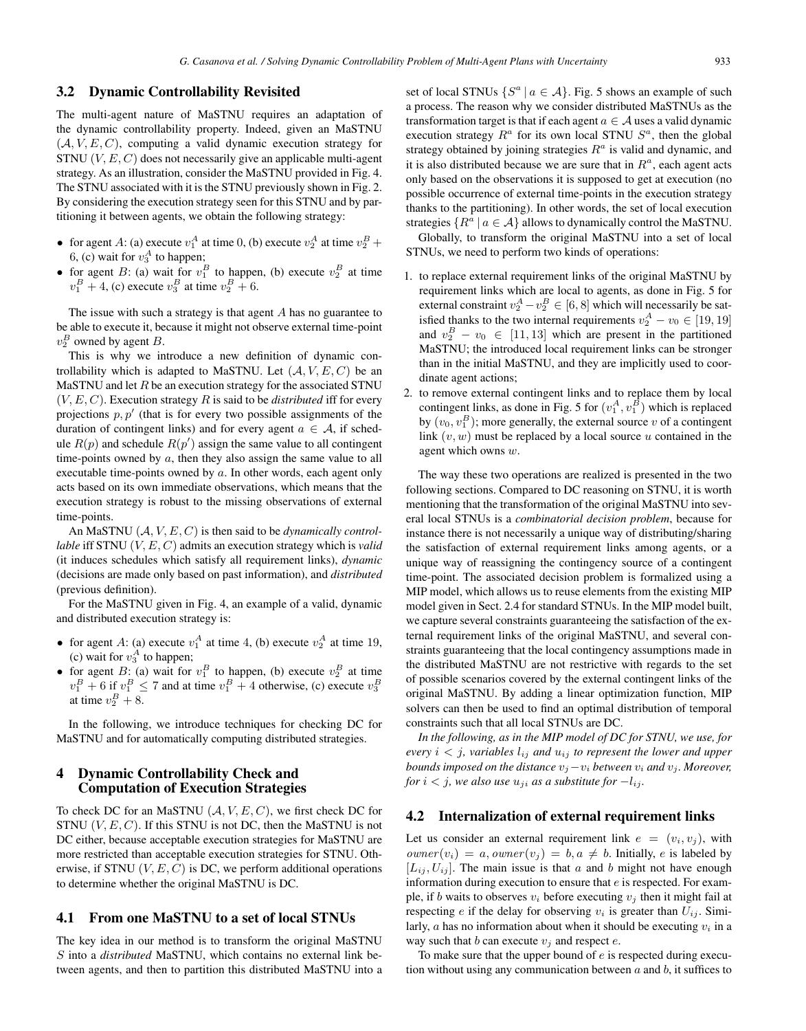### 3.2 Dynamic Controllability Revisited

The multi-agent nature of MaSTNU requires an adaptation of the dynamic controllability property. Indeed, given an MaSTNU $(\mathcal{A}, V, E, C)$, computing a valid dynamic execution strategy for STNU $(V, E, C)$ does not necessarily give an applicable multi-agent strategy. As an illustration, consider the MaSTNU provided in Fig. 4. The STNU associated with it is the STNU previously shown in Fig. 2. By considering the execution strategy seen for this STNU and by partitioning it between agents, we obtain the following strategy:

- for agent $A$: (a) execute $v_1^A$ at time 0, (b) execute $v_2^A$ at time $v_2^B + 6$, (c) wait for $v_3^A$ to happen;
- for agent $B$: (a) wait for $v_1^B$ to happen, (b) execute $v_2^B$ at time $v_1^B + 4$, (c) execute $v_3^B$ at time $v_2^B + 6$.

The issue with such a strategy is that agent $A$ has no guarantee to be able to execute it, because it might not observe external time-point $v_2^B$ owned by agent $B$.

This is why we introduce a new definition of dynamic controllability which is adapted to MaSTNU. Let $(\mathcal{A}, V, E, C)$ be an MaSTNU and let $R$ be an execution strategy for the associated STNU $(V, E, C)$. Execution strategy $R$ is said to be *distributed* iff for every projections $p, p'$ (that is for every two possible assignments of the duration of contingent links) and for every agent $a \in \mathcal{A}$, if schedule $R(p)$ and schedule $R(p')$ assign the same value to all contingent time-points owned by $a$, then they also assign the same value to all executable time-points owned by $a$. In other words, each agent only acts based on its own immediate observations, which means that the execution strategy is robust to the missing observations of external time-points.

An MaSTNU $(\mathcal{A}, V, E, C)$ is then said to be *dynamically controllable* iff STNU $(V, E, C)$ admits an execution strategy which is *valid* (it induces schedules which satisfy all requirement links), *dynamic* (decisions are made only based on past information), and *distributed* (previous definition).

For the MaSTNU given in Fig. 4, an example of a valid, dynamic and distributed execution strategy is:

- for agent $A$: (a) execute $v_1^A$ at time 4, (b) execute $v_2^A$ at time 19, (c) wait for $v_3^A$ to happen;
- for agent $B$: (a) wait for $v_1^B$ to happen, (b) execute $v_2^B$ at time $v_1^B + 6$ if $v_1^B \le 7$ and at time $v_1^B + 4$ otherwise, (c) execute $v_3^B$ at time $v_2^B + 8$.

In the following, we introduce techniques for checking DC for MaSTNU and for automatically computing distributed strategies.

## 4 Dynamic Controllability Check and Computation of Execution Strategies

To check DC for an MaSTNU $(\mathcal{A}, V, E, C)$, we first check DC for STNU $(V, E, C)$. If this STNU is not DC, then the MaSTNU is not DC either, because acceptable execution strategies for MaSTNU are more restricted than acceptable execution strategies for STNU. Otherwise, if STNU $(V, E, C)$ is DC, we perform additional operations to determine whether the original MaSTNU is DC.

### 4.1 From one MaSTNU to a set of local STNUs

The key idea in our method is to transform the original MaSTNU $S$ into a *distributed* MaSTNU, which contains no external link between agents, and then to partition this distributed MaSTNU into a set of local STNUs $\{S^a \mid a \in \mathcal{A}\}$. Fig. 5 shows an example of such a process. The reason why we consider distributed MaSTNUs as the transformation target is that if each agent $a \in \mathcal{A}$ uses a valid dynamic execution strategy $R^a$ for its own local STNU $S^a$, then the global strategy obtained by joining strategies $R^a$ is valid and dynamic, and it is also distributed because we are sure that in $R^a$, each agent acts only based on the observations it is supposed to get at execution (no possible occurrence of external time-points in the execution strategy thanks to the partitioning). In other words, the set of local execution strategies $\{R^a \mid a \in \mathcal{A}\}$ allows to dynamically control the MaSTNU.

Globally, to transform the original MaSTNU into a set of local STNUs, we need to perform two kinds of operations:

1. to replace external requirement links of the original MaSTNU by requirement links which are local to agents, as done in Fig. 5 for external constraint $v_2^A - v_2^B \in [6, 8]$ which will necessarily be satisfied thanks to the two internal requirements $v_2^A - v_0 \in [19, 19]$ and $v_2^B - v_0 \in [11, 13]$ which are present in the partitioned MaSTNU; the introduced local requirement links can be stronger than in the initial MaSTNU, and they are implicitly used to coordinate agent actions;
2. to remove external contingent links and to replace them by local contingent links, as done in Fig. 5 for $(v_1^A, v_1^B)$ which is replaced by $(v_0, v_1^B)$; more generally, the external source $v$ of a contingent link $(v, w)$ must be replaced by a local source $u$ contained in the agent which owns $w$.

The way these two operations are realized is presented in the two following sections. Compared to DC reasoning on STNU, it is worth mentioning that the transformation of the original MaSTNU into several local STNUs is a *combinatorial decision problem*, because for instance there is not necessarily a unique way of distributing/sharing the satisfaction of external requirement links among agents, or a unique way of reassigning the contingency source of a contingent time-point. The associated decision problem is formalized using a MIP model, which allows us to reuse elements from the existing MIP model given in Sect. 2.4 for standard STNUs. In the MIP model built, we capture several constraints guaranteeing the satisfaction of the external requirement links of the original MaSTNU, and several constraints guaranteeing that the local contingency assumptions made in the distributed MaSTNU are not restrictive with regards to the set of possible scenarios covered by the external contingent links of the original MaSTNU. By adding a linear optimization function, MIP solvers can then be used to find an optimal distribution of temporal constraints such that all local STNUs are DC.

*In the following, as in the MIP model of DC for STNU, we use, for every $i < j$, variables $l_{ij}$ and $u_{ij}$ to represent the lower and upper bounds imposed on the distance $v_j - v_i$ between $v_i$ and $v_j$. Moreover, for $i < j$, we also use $u_{ji}$ as a substitute for $-l_{ij}$.*

### 4.2 Internalization of external requirement links

Let us consider an external requirement link $e = (v_i, v_j)$, with $owner(v_i) = a, owner(v_j) = b, a \ne b$. Initially, $e$ is labeled by $[L_{ij}, U_{ij}]$. The main issue is that $a$ and $b$ might not have enough information during execution to ensure that $e$ is respected. For example, if $b$ waits to observes $v_i$ before executing $v_j$ then it might fail at respecting $e$ if the delay for observing $v_i$ is greater than $U_{ij}$. Similarly, $a$ has no information about when it should be executing $v_i$ in a way such that $b$ can execute $v_j$ and respect $e$.

To make sure that the upper bound of $e$ is respected during execution without using any communication between $a$ and $b$, it suffices to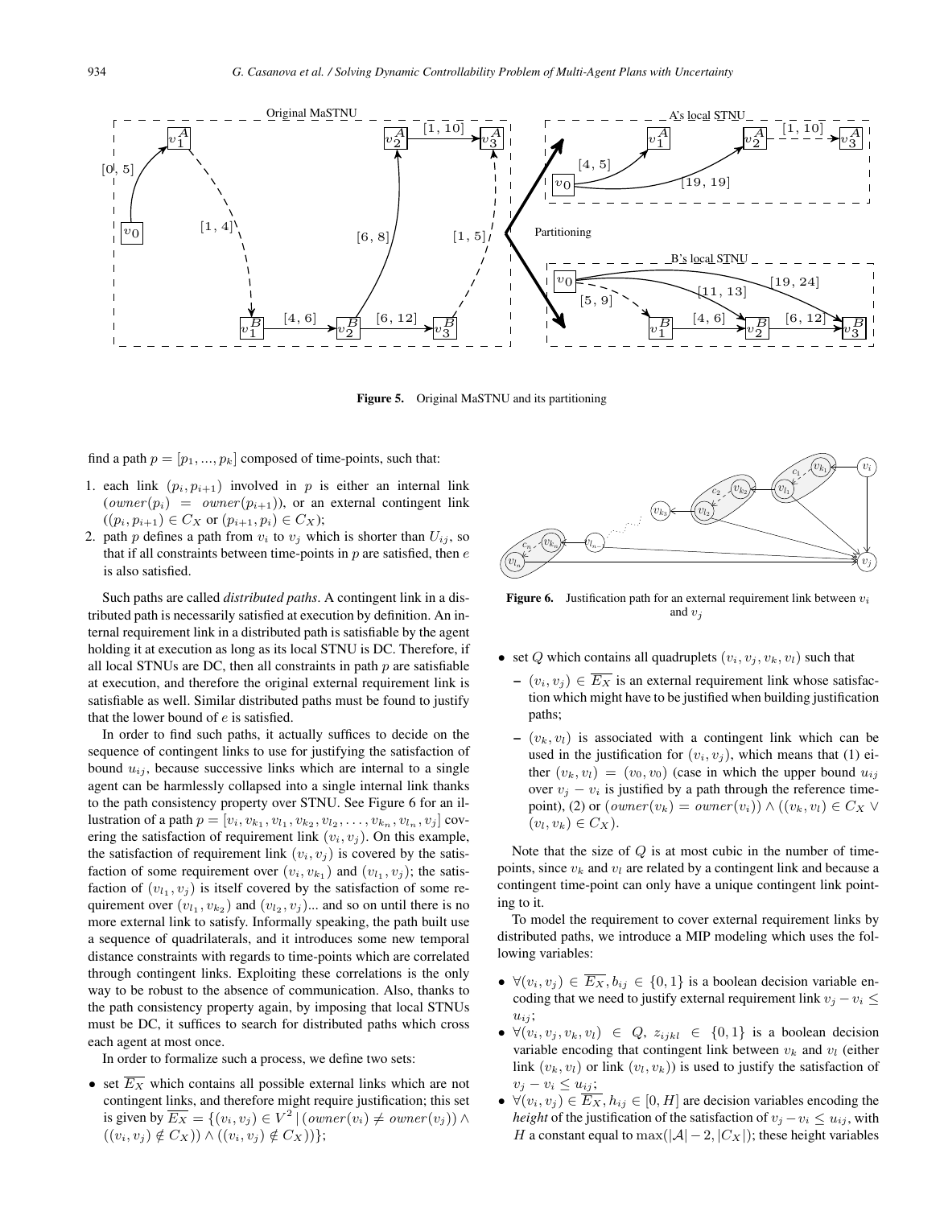**Figure 5.** Original MaSTNU and its partitioning

find a path $p = [p_1, ..., p_k]$ composed of time-points, such that:

1. each link $(p_i, p_{i+1})$ involved in $p$ is either an internal link ($owner(p_i) = owner(p_{i+1})$), or an external contingent link ($(p_i, p_{i+1}) \in C_X$ or $(p_{i+1}, p_i) \in C_X$);
2. path $p$ defines a path from $v_i$ to $v_j$ which is shorter than $U_{ij}$, so that if all constraints between time-points in $p$ are satisfied, then $e$ is also satisfied.

Such paths are called *distributed paths*. A contingent link in a distributed path is necessarily satisfied at execution by definition. An internal requirement link in a distributed path is satisfiable by the agent holding it at execution as long as its local STNU is DC. Therefore, if all local STNUs are DC, then all constraints in path $p$ are satisfiable at execution, and therefore the original external requirement link is satisfiable as well. Similar distributed paths must be found to justify that the lower bound of $e$ is satisfied.

In order to find such paths, it actually suffices to decide on the sequence of contingent links to use for justifying the satisfaction of bound $u_{ij}$, because successive links which are internal to a single agent can be harmlessly collapsed into a single internal link thanks to the path consistency property over STNU. See Figure 6 for an illustration of a path $p = [v_i, v_{k_1}, v_{l_1}, v_{k_2}, v_{l_2}, \ldots, v_{k_n}, v_{l_n}, v_j]$ covering the satisfaction of requirement link $(v_i, v_j)$. On this example, the satisfaction of requirement link $(v_i, v_j)$ is covered by the satisfaction of some requirement over $(v_i, v_{k_1})$ and $(v_{l_1}, v_j)$; the satisfaction of $(v_{l_1}, v_j)$ is itself covered by the satisfaction of some requirement over $(v_{l_1}, v_{k_2})$ and $(v_{l_2}, v_j)$... and so on until there is no more external link to satisfy. Informally speaking, the path built use a sequence of quadrilaterals, and it introduces some new temporal distance constraints with regards to time-points which are correlated through contingent links. Exploiting these correlations is the only way to be robust to the absence of communication. Also, thanks to the path consistency property again, by imposing that local STNUs must be DC, it suffices to search for distributed paths which cross each agent at most once.

In order to formalize such a process, we define two sets:

- set $\overline{E_X}$ which contains all possible external links which are not contingent links, and therefore might require justification; this set is given by $\overline{E_X} = \{(v_i, v_j) \in V^2 \,|\, (owner(v_i) \neq owner(v_j)) \wedge ((v_i, v_j) \notin C_X)) \wedge ((v_i, v_j) \notin C_X))\}$;

**Figure 6.** Justification path for an external requirement link between $v_i$ and $v_j$

- set $Q$ which contains all quadruplets $(v_i, v_j, v_k, v_l)$ such that
  - $(v_i, v_j) \in \overline{E_X}$ is an external requirement link whose satisfaction which might have to be justified when building justification paths;
  - $(v_k, v_l)$ is associated with a contingent link which can be used in the justification for $(v_i, v_j)$, which means that (1) either $(v_k, v_l) = (v_0, v_0)$ (case in which the upper bound $u_{ij}$ over $v_j - v_i$ is justified by a path through the reference time-point), (2) or $(owner(v_k) = owner(v_i)) \wedge ((v_k, v_l) \in C_X \vee (v_l, v_k) \in C_X)$.

Note that the size of $Q$ is at most cubic in the number of time-points, since $v_k$ and $v_l$ are related by a contingent link and because a contingent time-point can only have a unique contingent link pointing to it.

To model the requirement to cover external requirement links by distributed paths, we introduce a MIP modeling which uses the following variables:

- $\forall (v_i, v_j) \in \overline{E_X}, b_{ij} \in \{0, 1\}$ is a boolean decision variable encoding that we need to justify external requirement link $v_j - v_i \leq u_{ij}$;
- $\forall (v_i, v_j, v_k, v_l) \in Q$, $z_{ijkl} \in \{0, 1\}$ is a boolean decision variable encoding that contingent link between $v_k$ and $v_l$ (either link $(v_k, v_l)$ or link $(v_l, v_k)$) is used to justify the satisfaction of $v_j - v_i \leq u_{ij}$;
- $\forall (v_i, v_j) \in \overline{E_X}, h_{ij} \in [0, H]$ are decision variables encoding the *height* of the justification of the satisfaction of $v_j - v_i \leq u_{ij}$, with $H$ a constant equal to $\max(|\mathcal{A}| - 2, |C_X|)$; these height variables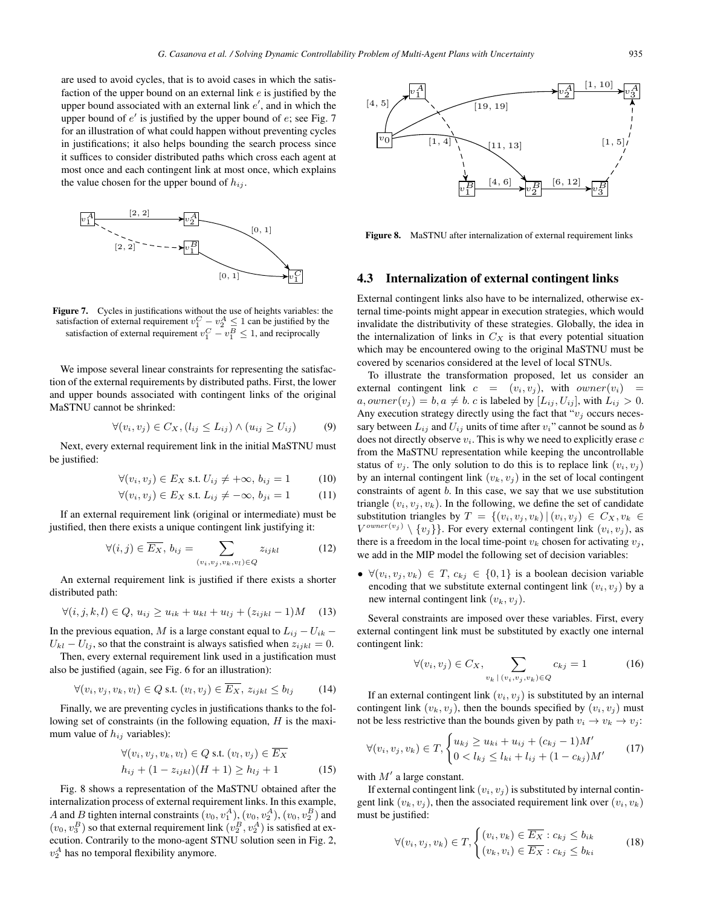are used to avoid cycles, that is to avoid cases in which the satisfaction of the upper bound on an external link $e$ is justified by the upper bound associated with an external link $e'$, and in which the upper bound of $e'$ is justified by the upper bound of $e$; see Fig. 7 for an illustration of what could happen without preventing cycles in justifications; it also helps bounding the search process since it suffices to consider distributed paths which cross each agent at most once and each contingent link at most once, which explains the value chosen for the upper bound of $h_{ij}$.

**Figure 7.** Cycles in justifications without the use of heights variables: the satisfaction of external requirement $v_1^C - v_2^A \leq 1$ can be justified by the satisfaction of external requirement $v_1^C - v_1^B \leq 1$, and reciprocally

We impose several linear constraints for representing the satisfaction of the external requirements by distributed paths. First, the lower and upper bounds associated with contingent links of the original MaSTNU cannot be shrinked:

$$\forall (v_i, v_j) \in C_X, (l_{ij} \leq L_{ij}) \wedge (u_{ij} \geq U_{ij}) \tag{9}$$

Next, every external requirement link in the initial MaSTNU must be justified:

$$\forall (v_i, v_j) \in E_X \text{ s.t. } U_{ij} \neq +\infty,\ b_{ij} = 1 \tag{10}$$

$$\forall (v_i, v_j) \in E_X \text{ s.t. } L_{ij} \neq -\infty,\ b_{ji} = 1 \tag{11}$$

If an external requirement link (original or intermediate) must be justified, then there exists a unique contingent link justifying it:

$$\forall (i, j) \in \overline{E_X},\ b_{ij} = \sum_{(v_i, v_j, v_k, v_l) \in Q} z_{ijkl} \tag{12}$$

An external requirement link is justified if there exists a shorter distributed path:

$$\forall (i, j, k, l) \in Q,\ u_{ij} \geq u_{ik} + u_{kl} + u_{lj} + (z_{ijkl} - 1)M \tag{13}$$

In the previous equation, $M$ is a large constant equal to $L_{ij} - U_{ik} - U_{kl} - U_{lj}$, so that the constraint is always satisfied when $z_{ijkl} = 0$.

Then, every external requirement link used in a justification must also be justified (again, see Fig. 6 for an illustration):

$$\forall (v_i, v_j, v_k, v_l) \in Q \text{ s.t. } (v_l, v_j) \in \overline{E_X},\ z_{ijkl} \leq b_{lj} \tag{14}$$

Finally, we are preventing cycles in justifications thanks to the following set of constraints (in the following equation, $H$ is the maximum value of $h_{ij}$ variables):

$$\begin{aligned} &\forall (v_i, v_j, v_k, v_l) \in Q \text{ s.t. } (v_l, v_j) \in \overline{E_X} \\ &h_{ij} + (1 - z_{ijkl})(H + 1) \geq h_{lj} + 1 \end{aligned} \tag{15}$$

Fig. 8 shows a representation of the MaSTNU obtained after the internalization process of external requirement links. In this example, $A$ and $B$ tighten internal constraints $(v_0, v_1^A)$, $(v_0, v_2^A)$, $(v_0, v_2^B)$ and $(v_0, v_3^B)$ so that external requirement link $(v_2^B, v_2^A)$ is satisfied at execution. Contrarily to the mono-agent STNU solution seen in Fig. 2, $v_2^A$ has no temporal flexibility anymore.

**Figure 8.** MaSTNU after internalization of external requirement links

## 4.3 Internalization of external contingent links

External contingent links also have to be internalized, otherwise external time-points might appear in execution strategies, which would invalidate the distributivity of these strategies. Globally, the idea in the internalization of links in $C_X$ is that every potential situation which may be encountered owing to the original MaSTNU must be covered by scenarios considered at the level of local STNUs.

To illustrate the transformation proposed, let us consider an external contingent link $c = (v_i, v_j)$, with $owner(v_i) = a, owner(v_j) = b, a \neq b$. $c$ is labeled by $[L_{ij}, U_{ij}]$, with $L_{ij} > 0$. Any execution strategy directly using the fact that "$v_j$ occurs necessary between $L_{ij}$ and $U_{ij}$ units of time after $v_i$" cannot be sound as $b$ does not directly observe $v_i$. This is why we need to explicitly erase $c$ from the MaSTNU representation while keeping the uncontrollable status of $v_j$. The only solution to do this is to replace link $(v_i, v_j)$ by an internal contingent link $(v_k, v_j)$ in the set of local contingent constraints of agent $b$. In this case, we say that we use substitution triangle $(v_i, v_j, v_k)$. In the following, we define the set of candidate substitution triangles by $T = \{(v_i, v_j, v_k) \,|\, (v_i, v_j) \in C_X, v_k \in V^{owner(v_j)} \setminus \{v_j\}\}$. For every external contingent link $(v_i, v_j)$, as there is a freedom in the local time-point $v_k$ chosen for activating $v_j$, we add in the MIP model the following set of decision variables:

- $\forall (v_i, v_j, v_k) \in T$, $c_{kj} \in \{0, 1\}$ is a boolean decision variable encoding that we substitute external contingent link $(v_i, v_j)$ by a new internal contingent link $(v_k, v_j)$.

Several constraints are imposed over these variables. First, every external contingent link must be substituted by exactly one internal contingent link:

$$\forall (v_i, v_j) \in C_X, \sum_{v_k \,|\, (v_i, v_j, v_k) \in Q} c_{kj} = 1 \tag{16}$$

If an external contingent link $(v_i, v_j)$ is substituted by an internal contingent link $(v_k, v_j)$, then the bounds specified by $(v_i, v_j)$ must not be less restrictive than the bounds given by path $v_i \to v_k \to v_j$:

$$\forall (v_i, v_j, v_k) \in T, \begin{cases} u_{kj} \geq u_{ki} + u_{ij} + (c_{kj} - 1)M' \\ 0 < l_{kj} \leq l_{ki} + l_{ij} + (1 - c_{kj})M' \end{cases} \tag{17}$$

with $M'$ a large constant.

If external contingent link $(v_i, v_j)$ is substituted by internal contingent link $(v_k, v_j)$, then the associated requirement link over $(v_i, v_k)$ must be justified:

$$\forall (v_i, v_j, v_k) \in T, \begin{cases} (v_i, v_k) \in \overline{E_X} : c_{kj} \leq b_{ik} \\ (v_k, v_i) \in \overline{E_X} : c_{kj} \leq b_{ki} \end{cases} \tag{18}$$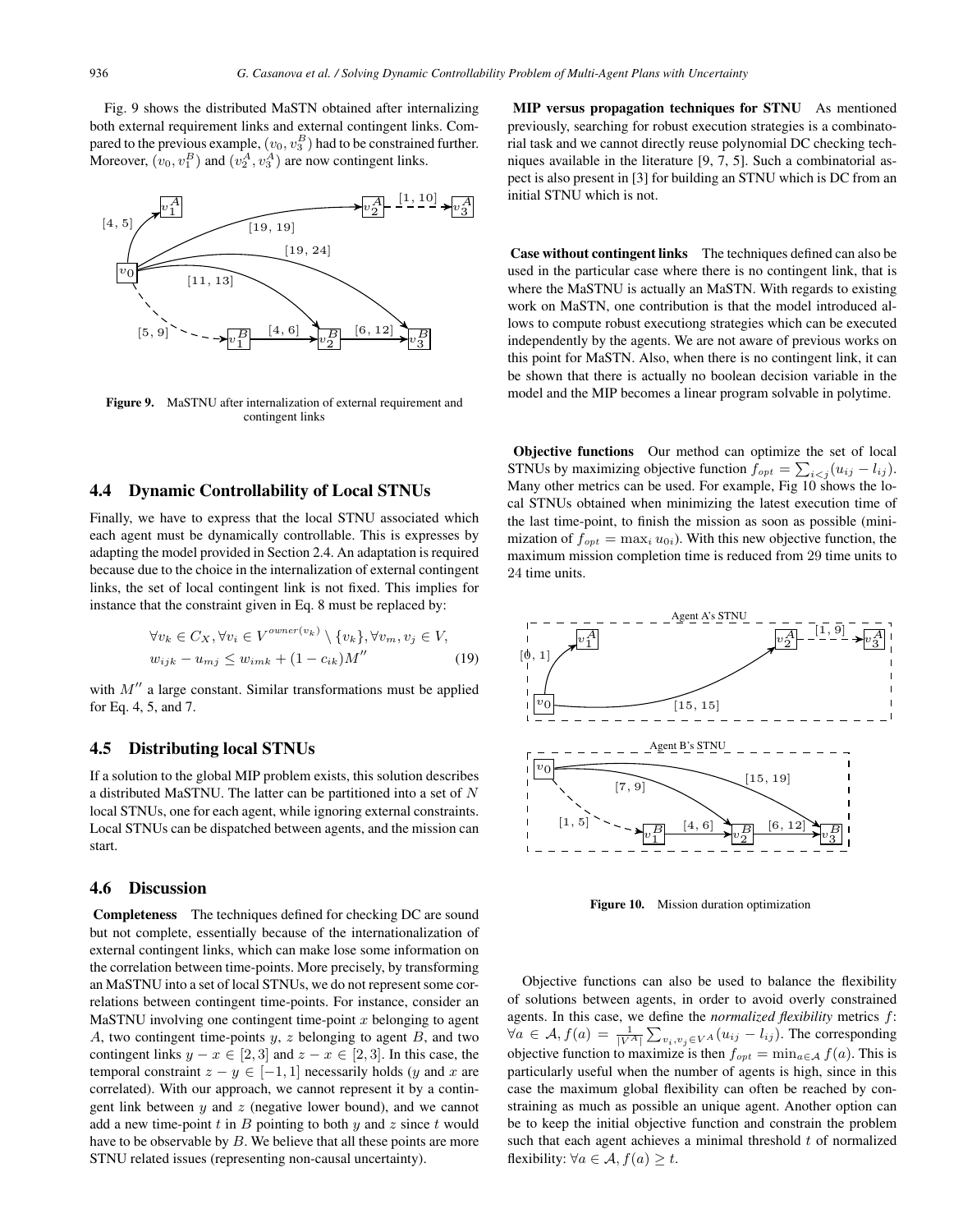Fig. 9 shows the distributed MaSTN obtained after internalizing both external requirement links and external contingent links. Compared to the previous example, $(v_0, v_3^B)$ had to be constrained further. Moreover, $(v_0, v_1^B)$ and $(v_2^A, v_3^A)$ are now contingent links.

**Figure 9.** MaSTNU after internalization of external requirement and contingent links

### 4.4 Dynamic Controllability of Local STNUs

Finally, we have to express that the local STNU associated which each agent must be dynamically controllable. This is expresses by adapting the model provided in Section 2.4. An adaptation is required because due to the choice in the internalization of external contingent links, the set of local contingent link is not fixed. This implies for instance that the constraint given in Eq. 8 must be replaced by:

$$\forall v_k \in C_X, \forall v_i \in V^{owner(v_k)} \setminus \{v_k\}, \forall v_m, v_j \in V,$$
$$w_{ijk} - u_{mj} \leq w_{imk} + (1 - c_{ik})M'' \quad (19)$$

with $M''$ a large constant. Similar transformations must be applied for Eq. 4, 5, and 7.

### 4.5 Distributing local STNUs

If a solution to the global MIP problem exists, this solution describes a distributed MaSTNU. The latter can be partitioned into a set of $N$ local STNUs, one for each agent, while ignoring external constraints. Local STNUs can be dispatched between agents, and the mission can start.

### 4.6 Discussion

**Completeness** The techniques defined for checking DC are sound but not complete, essentially because of the internationalization of external contingent links, which can make lose some information on the correlation between time-points. More precisely, by transforming an MaSTNU into a set of local STNUs, we do not represent some correlations between contingent time-points. For instance, consider an MaSTNU involving one contingent time-point $x$ belonging to agent $A$, two contingent time-points $y$, $z$ belonging to agent $B$, and two contingent links $y - x \in [2, 3]$ and $z - x \in [2, 3]$. In this case, the temporal constraint $z - y \in [-1, 1]$ necessarily holds ($y$ and $x$ are correlated). With our approach, we cannot represent it by a contingent link between $y$ and $z$ (negative lower bound), and we cannot add a new time-point $t$ in $B$ pointing to both $y$ and $z$ since $t$ would have to be observable by $B$. We believe that all these points are more STNU related issues (representing non-causal uncertainty).

**MIP versus propagation techniques for STNU** As mentioned previously, searching for robust execution strategies is a combinatorial task and we cannot directly reuse polynomial DC checking techniques available in the literature [9, 7, 5]. Such a combinatorial aspect is also present in [3] for building an STNU which is DC from an initial STNU which is not.

**Case without contingent links** The techniques defined can also be used in the particular case where there is no contingent link, that is where the MaSTNU is actually an MaSTN. With regards to existing work on MaSTN, one contribution is that the model introduced allows to compute robust executiong strategies which can be executed independently by the agents. We are not aware of previous works on this point for MaSTN. Also, when there is no contingent link, it can be shown that there is actually no boolean decision variable in the model and the MIP becomes a linear program solvable in polytime.

**Objective functions** Our method can optimize the set of local STNUs by maximizing objective function $f_{opt} = \sum_{i<j}(u_{ij} - l_{ij})$. Many other metrics can be used. For example, Fig 10 shows the local STNUs obtained when minimizing the latest execution time of the last time-point, to finish the mission as soon as possible (minimization of $f_{opt} = \max_i u_{0i}$). With this new objective function, the maximum mission completion time is reduced from 29 time units to 24 time units.

**Figure 10.** Mission duration optimization

Objective functions can also be used to balance the flexibility of solutions between agents, in order to avoid overly constrained agents. In this case, we define the *normalized flexibility* metrics $f$: $\forall a \in \mathcal{A}, f(a) = \frac{1}{|V^A|} \sum_{v_i, v_j \in V^A}(u_{ij} - l_{ij})$. The corresponding objective function to maximize is then $f_{opt} = \min_{a \in \mathcal{A}} f(a)$. This is particularly useful when the number of agents is high, since in this case the maximum global flexibility can often be reached by constraining as much as possible an unique agent. Another option can be to keep the initial objective function and constrain the problem such that each agent achieves a minimal threshold $t$ of normalized flexibility: $\forall a \in \mathcal{A}, f(a) \geq t$.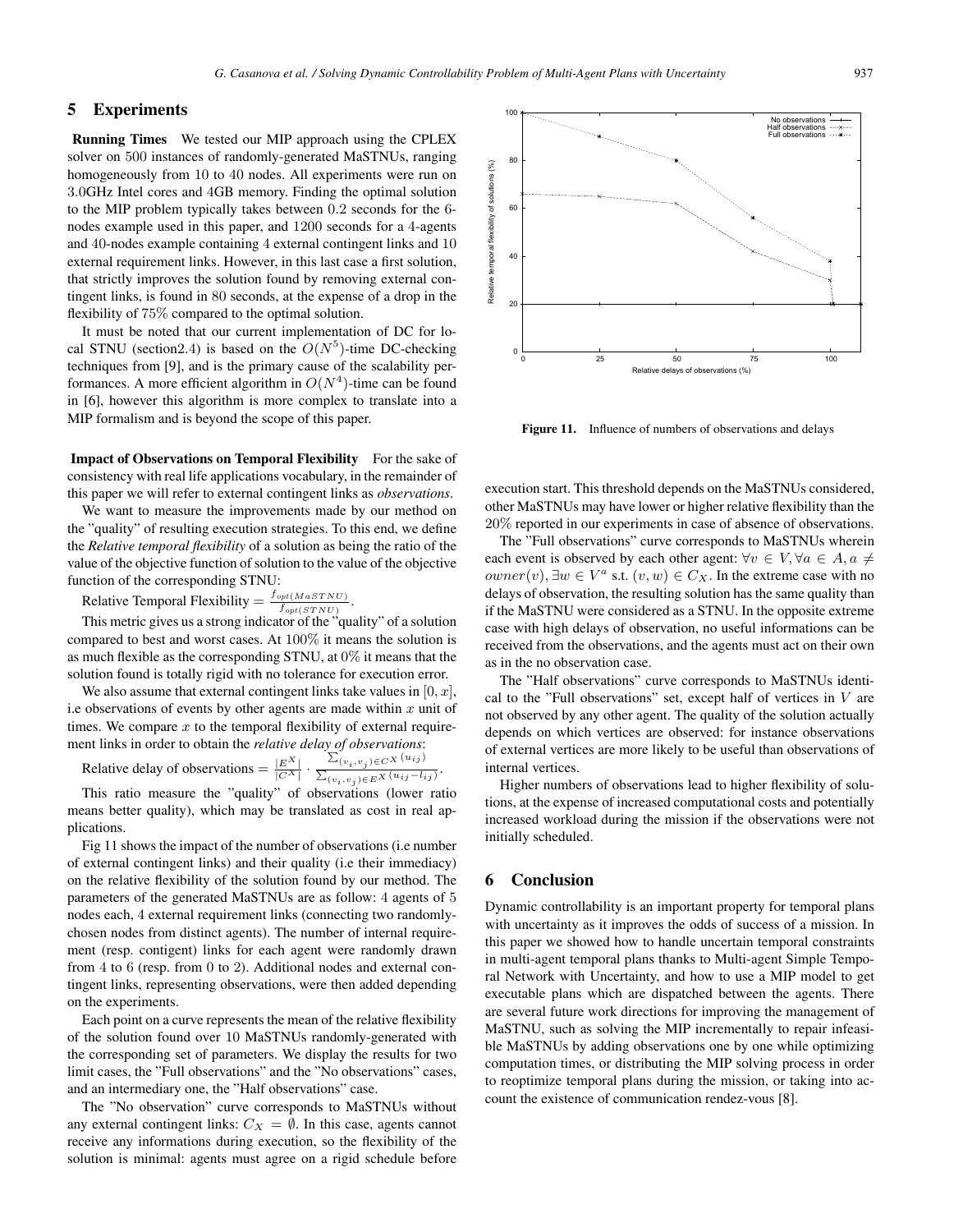## 5 Experiments

**Running Times** We tested our MIP approach using the CPLEX solver on 500 instances of randomly-generated MaSTNUs, ranging homogeneously from 10 to 40 nodes. All experiments were run on 3.0GHz Intel cores and 4GB memory. Finding the optimal solution to the MIP problem typically takes between 0.2 seconds for the 6-nodes example used in this paper, and 1200 seconds for a 4-agents and 40-nodes example containing 4 external contingent links and 10 external requirement links. However, in this last case a first solution, that strictly improves the solution found by removing external contingent links, is found in 80 seconds, at the expense of a drop in the flexibility of 75% compared to the optimal solution.

It must be noted that our current implementation of DC for local STNU (section2.4) is based on the $O(N^5)$-time DC-checking techniques from [9], and is the primary cause of the scalability performances. A more efficient algorithm in $O(N^4)$-time can be found in [6], however this algorithm is more complex to translate into a MIP formalism and is beyond the scope of this paper.

**Impact of Observations on Temporal Flexibility** For the sake of consistency with real life applications vocabulary, in the remainder of this paper we will refer to external contingent links as *observations*.

We want to measure the improvements made by our method on the "quality" of resulting execution strategies. To this end, we define the *Relative temporal flexibility* of a solution as being the ratio of the value of the objective function of solution to the value of the objective function of the corresponding STNU:

Relative Temporal Flexibility $= \frac{f_{opt(MaSTNU)}}{f_{opt(STNU)}}$.

This metric gives us a strong indicator of the "quality" of a solution compared to best and worst cases. At 100% it means the solution is as much flexible as the corresponding STNU, at 0% it means that the solution found is totally rigid with no tolerance for execution error.

We also assume that external contingent links take values in $[0, x]$, i.e observations of events by other agents are made within $x$ unit of times. We compare $x$ to the temporal flexibility of external requirement links in order to obtain the *relative delay of observations*:

Relative delay of observations $= \frac{|E^X|}{|C^X|} \cdot \frac{\sum_{(v_i,v_j) \in C^X}(u_{ij})}{\sum_{(v_i,v_j) \in E^X}(u_{ij} - l_{ij})}$.

This ratio measure the "quality" of observations (lower ratio means better quality), which may be translated as cost in real applications.

Fig 11 shows the impact of the number of observations (i.e number of external contingent links) and their quality (i.e their immediacy) on the relative flexibility of the solution found by our method. The parameters of the generated MaSTNUs are as follow: 4 agents of 5 nodes each, 4 external requirement links (connecting two randomly-chosen nodes from distinct agents). The number of internal requirement (resp. contigent) links for each agent were randomly drawn from 4 to 6 (resp. from 0 to 2). Additional nodes and external contingent links, representing observations, were then added depending on the experiments.

Each point on a curve represents the mean of the relative flexibility of the solution found over 10 MaSTNUs randomly-generated with the corresponding set of parameters. We display the results for two limit cases, the "Full observations" and the "No observations" cases, and an intermediary one, the "Half observations" case.

The "No observation" curve corresponds to MaSTNUs without any external contingent links: $C_X = \emptyset$. In this case, agents cannot receive any informations during execution, so the flexibility of the solution is minimal: agents must agree on a rigid schedule before execution start. This threshold depends on the MaSTNUs considered, other MaSTNUs may have lower or higher relative flexibility than the 20% reported in our experiments in case of absence of observations.

Figure 11. Influence of numbers of observations and delays

The "Full observations" curve corresponds to MaSTNUs wherein each event is observed by each other agent: $\forall v \in V, \forall a \in A, a \neq owner(v), \exists w \in V^a$ s.t. $(v, w) \in C_X$. In the extreme case with no delays of observation, the resulting solution has the same quality than if the MaSTNU were considered as a STNU. In the opposite extreme case with high delays of observation, no useful informations can be received from the observations, and the agents must act on their own as in the no observation case.

The "Half observations" curve corresponds to MaSTNUs identical to the "Full observations" set, except half of vertices in $V$ are not observed by any other agent. The quality of the solution actually depends on which vertices are observed: for instance observations of external vertices are more likely to be useful than observations of internal vertices.

Higher numbers of observations lead to higher flexibility of solutions, at the expense of increased computational costs and potentially increased workload during the mission if the observations were not initially scheduled.

## 6 Conclusion

Dynamic controllability is an important property for temporal plans with uncertainty as it improves the odds of success of a mission. In this paper we showed how to handle uncertain temporal constraints in multi-agent temporal plans thanks to Multi-agent Simple Temporal Network with Uncertainty, and how to use a MIP model to get executable plans which are dispatched between the agents. There are several future work directions for improving the management of MaSTNU, such as solving the MIP incrementally to repair infeasible MaSTNUs by adding observations one by one while optimizing computation times, or distributing the MIP solving process in order to reoptimize temporal plans during the mission, or taking into account the existence of communication rendez-vous [8].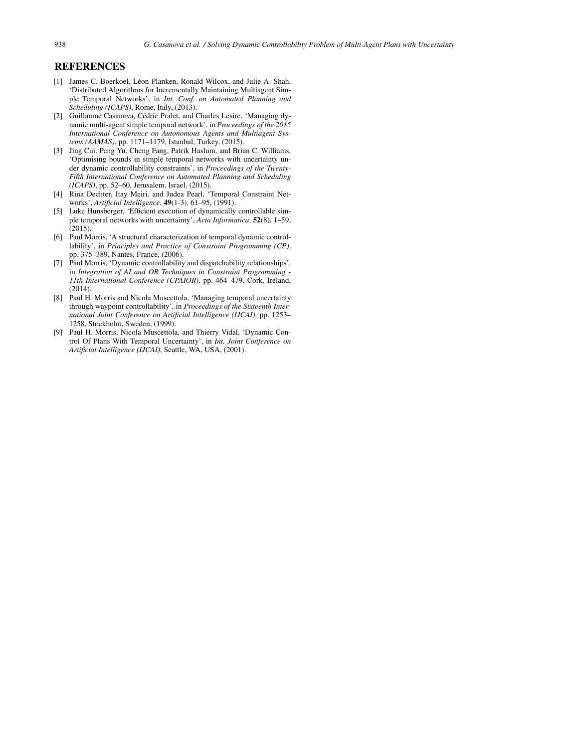## REFERENCES

[1] James C. Boerkoel, Léon Planken, Ronald Wilcox, and Julie A. Shah, 'Distributed Algorithms for Incrementally Maintaining Multiagent Simple Temporal Networks', in *Int. Conf. on Automated Planning and Scheduling (ICAPS)*, Rome, Italy, (2013).

[2] Guillaume Casanova, Cédric Pralet, and Charles Lesire, 'Managing dynamic multi-agent simple temporal network', in *Proceedings of the 2015 International Conference on Autonomous Agents and Multiagent Systems (AAMAS)*, pp. 1171–1179, Istanbul, Turkey, (2015).

[3] Jing Cui, Peng Yu, Cheng Fang, Patrik Haslum, and Brian C. Williams, 'Optimising bounds in simple temporal networks with uncertainty under dynamic controllability constraints', in *Proceedings of the Twenty-Fifth International Conference on Automated Planning and Scheduling (ICAPS)*, pp. 52–60, Jerusalem, Israel, (2015).

[4] Rina Dechter, Itay Meiri, and Judea Pearl, 'Temporal Constraint Networks', *Artificial Intelligence*, **49**(1-3), 61–95, (1991).

[5] Luke Hunsberger, 'Efficient execution of dynamically controllable simple temporal networks with uncertainty', *Acta Informatica*, **52**(8), 1–59, (2015).

[6] Paul Morris, 'A structural characterization of temporal dynamic controllability', in *Principles and Practice of Constraint Programming (CP)*, pp. 375–389, Nantes, France, (2006).

[7] Paul Morris, 'Dynamic controllability and dispatchability relationships', in *Integration of AI and OR Techniques in Constraint Programming - 11th International Conference (CPAIOR)*, pp. 464–479, Cork, Ireland, (2014).

[8] Paul H. Morris and Nicola Muscettola, 'Managing temporal uncertainty through waypoint controllability', in *Proceedings of the Sixteenth International Joint Conference on Artificial Intelligence (IJCAI)*, pp. 1253–1258, Stockholm, Sweden, (1999).

[9] Paul H. Morris, Nicola Muscettola, and Thierry Vidal, 'Dynamic Control Of Plans With Temporal Uncertainty', in *Int. Joint Conference on Artificial Intelligence (IJCAI)*, Seattle, WA, USA, (2001).